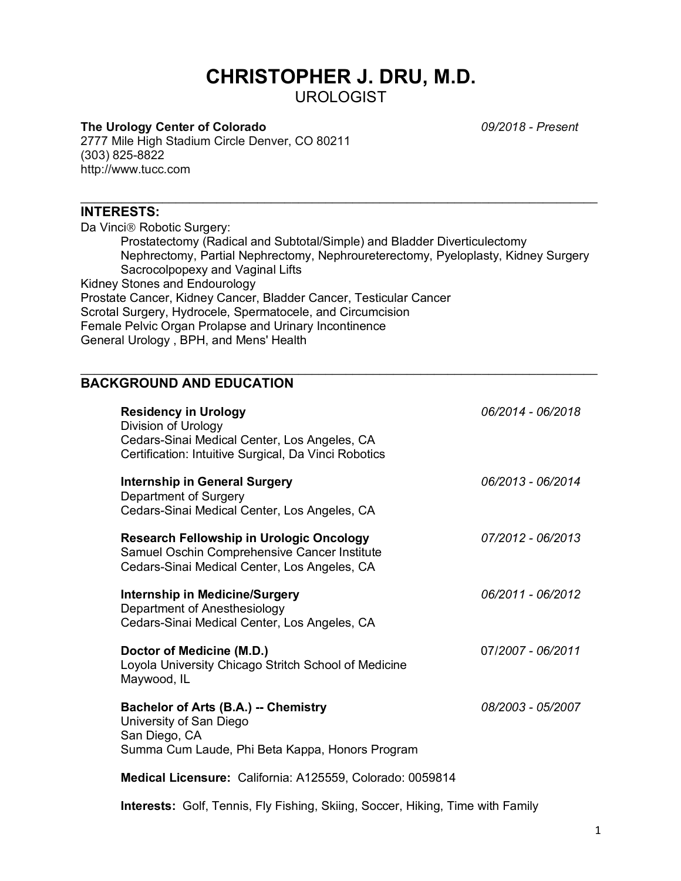# CHRISTOPHER J. DRU, M.D.

UROLOGIST

**The Urology Center of Colorado** *09/2018 - Present*
2777 Mile High Stadium Circle Denver, CO 80211
(303) 825-8822
http://www.tucc.com

---

## INTERESTS:

Da Vinci® Robotic Surgery:
- Prostatectomy (Radical and Subtotal/Simple) and Bladder Diverticulectomy
- Nephrectomy, Partial Nephrectomy, Nephroureterectomy, Pyeloplasty, Kidney Surgery
- Sacrocolpopexy and Vaginal Lifts

Kidney Stones and Endourology
Prostate Cancer, Kidney Cancer, Bladder Cancer, Testicular Cancer
Scrotal Surgery, Hydrocele, Spermatocele, and Circumcision
Female Pelvic Organ Prolapse and Urinary Incontinence
General Urology , BPH, and Mens' Health

---

## BACKGROUND AND EDUCATION

**Residency in Urology** *06/2014 - 06/2018*
Division of Urology
Cedars-Sinai Medical Center, Los Angeles, CA
Certification: Intuitive Surgical, Da Vinci Robotics

**Internship in General Surgery** *06/2013 - 06/2014*
Department of Surgery
Cedars-Sinai Medical Center, Los Angeles, CA

**Research Fellowship in Urologic Oncology** *07/2012 - 06/2013*
Samuel Oschin Comprehensive Cancer Institute
Cedars-Sinai Medical Center, Los Angeles, CA

**Internship in Medicine/Surgery** *06/2011 - 06/2012*
Department of Anesthesiology
Cedars-Sinai Medical Center, Los Angeles, CA

**Doctor of Medicine (M.D.)** 07/*2007 - 06/2011*
Loyola University Chicago Stritch School of Medicine
Maywood, IL

**Bachelor of Arts (B.A.) -- Chemistry** *08/2003 - 05/2007*
University of San Diego
San Diego, CA
Summa Cum Laude, Phi Beta Kappa, Honors Program

**Medical Licensure:** California: A125559, Colorado: 0059814

**Interests:** Golf, Tennis, Fly Fishing, Skiing, Soccer, Hiking, Time with Family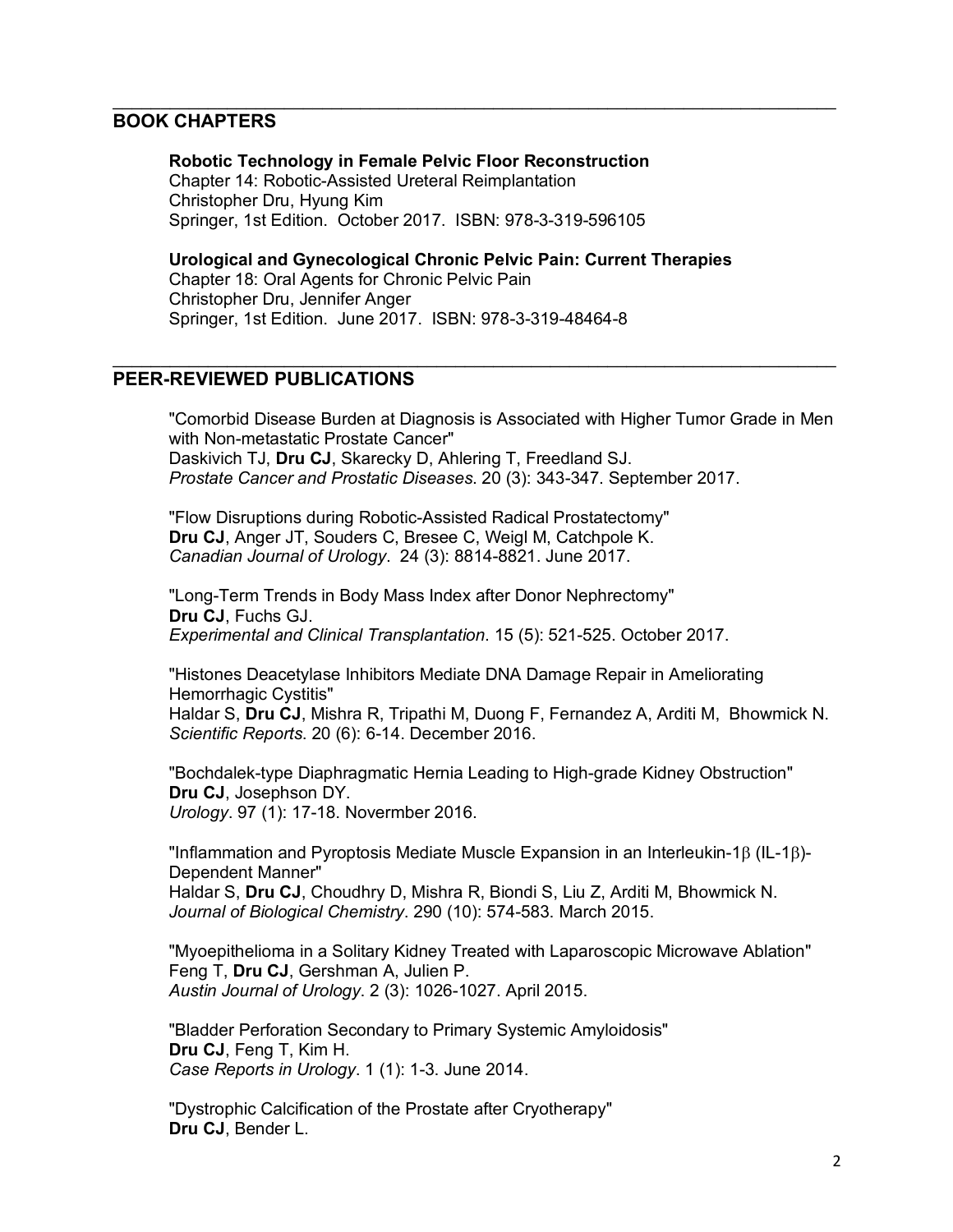## BOOK CHAPTERS

**Robotic Technology in Female Pelvic Floor Reconstruction**
Chapter 14: Robotic-Assisted Ureteral Reimplantation
Christopher Dru, Hyung Kim
Springer, 1st Edition. October 2017. ISBN: 978-3-319-596105

**Urological and Gynecological Chronic Pelvic Pain: Current Therapies**
Chapter 18: Oral Agents for Chronic Pelvic Pain
Christopher Dru, Jennifer Anger
Springer, 1st Edition. June 2017. ISBN: 978-3-319-48464-8

## PEER-REVIEWED PUBLICATIONS

"Comorbid Disease Burden at Diagnosis is Associated with Higher Tumor Grade in Men with Non-metastatic Prostate Cancer"
Daskivich TJ, **Dru CJ**, Skarecky D, Ahlering T, Freedland SJ.
*Prostate Cancer and Prostatic Diseases*. 20 (3): 343-347. September 2017.

"Flow Disruptions during Robotic-Assisted Radical Prostatectomy"
**Dru CJ**, Anger JT, Souders C, Bresee C, Weigl M, Catchpole K.
*Canadian Journal of Urology*. 24 (3): 8814-8821. June 2017.

"Long-Term Trends in Body Mass Index after Donor Nephrectomy"
**Dru CJ**, Fuchs GJ.
*Experimental and Clinical Transplantation*. 15 (5): 521-525. October 2017.

"Histones Deacetylase Inhibitors Mediate DNA Damage Repair in Ameliorating Hemorrhagic Cystitis"
Haldar S, **Dru CJ**, Mishra R, Tripathi M, Duong F, Fernandez A, Arditi M, Bhowmick N.
*Scientific Reports*. 20 (6): 6-14. December 2016.

"Bochdalek-type Diaphragmatic Hernia Leading to High-grade Kidney Obstruction"
**Dru CJ**, Josephson DY.
*Urology*. 97 (1): 17-18. Novermber 2016.

"Inflammation and Pyroptosis Mediate Muscle Expansion in an Interleukin-1$\beta$ (IL-1$\beta$)-Dependent Manner"
Haldar S, **Dru CJ**, Choudhry D, Mishra R, Biondi S, Liu Z, Arditi M, Bhowmick N.
*Journal of Biological Chemistry*. 290 (10): 574-583. March 2015.

"Myoepithelioma in a Solitary Kidney Treated with Laparoscopic Microwave Ablation"
Feng T, **Dru CJ**, Gershman A, Julien P.
*Austin Journal of Urology*. 2 (3): 1026-1027. April 2015.

"Bladder Perforation Secondary to Primary Systemic Amyloidosis"
**Dru CJ**, Feng T, Kim H.
*Case Reports in Urology*. 1 (1): 1-3. June 2014.

"Dystrophic Calcification of the Prostate after Cryotherapy"
**Dru CJ**, Bender L.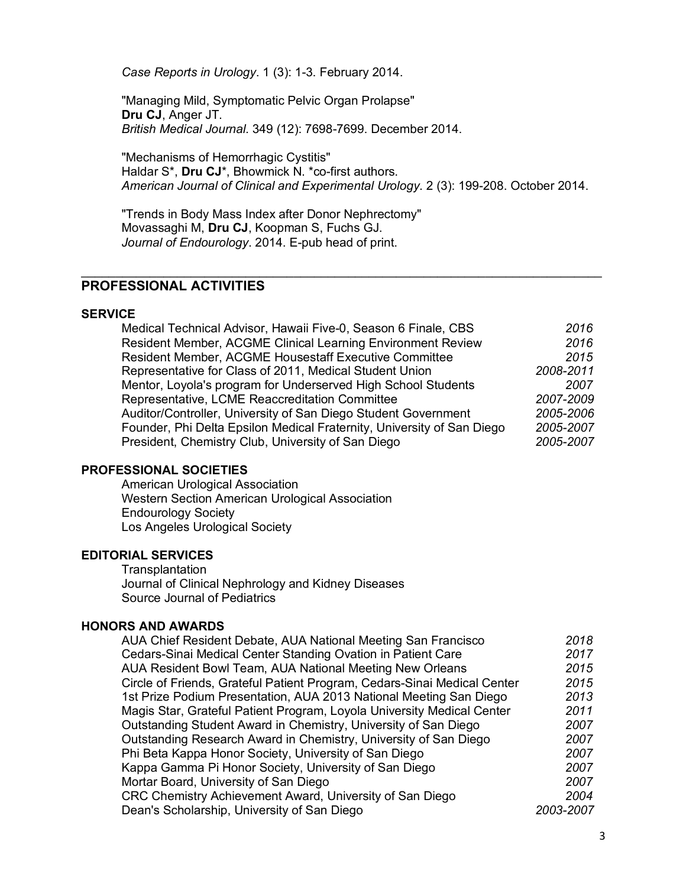*Case Reports in Urology*. 1 (3): 1-3. February 2014.

"Managing Mild, Symptomatic Pelvic Organ Prolapse"
**Dru CJ**, Anger JT.
*British Medical Journal.* 349 (12): 7698-7699. December 2014.

"Mechanisms of Hemorrhagic Cystitis"
Haldar S*, **Dru CJ***, Bhowmick N. *co-first authors.
*American Journal of Clinical and Experimental Urology*. 2 (3): 199-208. October 2014.

"Trends in Body Mass Index after Donor Nephrectomy"
Movassaghi M, **Dru CJ**, Koopman S, Fuchs GJ.
*Journal of Endourology*. 2014. E-pub head of print.

---

## PROFESSIONAL ACTIVITIES

### SERVICE

| | |
|---|---|
| Medical Technical Advisor, Hawaii Five-0, Season 6 Finale, CBS | *2016* |
| Resident Member, ACGME Clinical Learning Environment Review | *2016* |
| Resident Member, ACGME Housestaff Executive Committee | *2015* |
| Representative for Class of 2011, Medical Student Union | *2008-2011* |
| Mentor, Loyola's program for Underserved High School Students | *2007* |
| Representative, LCME Reaccreditation Committee | *2007-2009* |
| Auditor/Controller, University of San Diego Student Government | *2005-2006* |
| Founder, Phi Delta Epsilon Medical Fraternity, University of San Diego | *2005-2007* |
| President, Chemistry Club, University of San Diego | *2005-2007* |

### PROFESSIONAL SOCIETIES

American Urological Association
Western Section American Urological Association
Endourology Society
Los Angeles Urological Society

### EDITORIAL SERVICES

Transplantation
Journal of Clinical Nephrology and Kidney Diseases
Source Journal of Pediatrics

### HONORS AND AWARDS

| | |
|---|---|
| AUA Chief Resident Debate, AUA National Meeting San Francisco | *2018* |
| Cedars-Sinai Medical Center Standing Ovation in Patient Care | *2017* |
| AUA Resident Bowl Team, AUA National Meeting New Orleans | *2015* |
| Circle of Friends, Grateful Patient Program, Cedars-Sinai Medical Center | *2015* |
| 1st Prize Podium Presentation, AUA 2013 National Meeting San Diego | *2013* |
| Magis Star, Grateful Patient Program, Loyola University Medical Center | *2011* |
| Outstanding Student Award in Chemistry, University of San Diego | *2007* |
| Outstanding Research Award in Chemistry, University of San Diego | *2007* |
| Phi Beta Kappa Honor Society, University of San Diego | *2007* |
| Kappa Gamma Pi Honor Society, University of San Diego | *2007* |
| Mortar Board, University of San Diego | *2007* |
| CRC Chemistry Achievement Award, University of San Diego | *2004* |
| Dean's Scholarship, University of San Diego | *2003-2007* |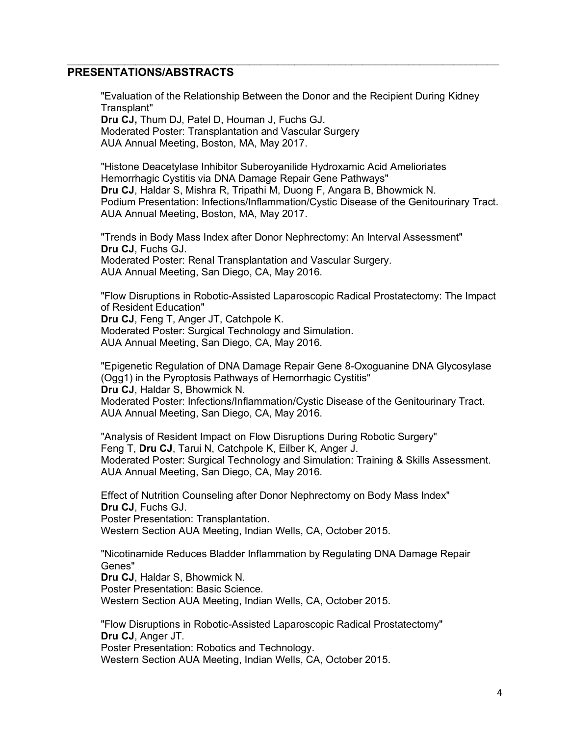## PRESENTATIONS/ABSTRACTS

"Evaluation of the Relationship Between the Donor and the Recipient During Kidney Transplant"
**Dru CJ,** Thum DJ, Patel D, Houman J, Fuchs GJ.
Moderated Poster: Transplantation and Vascular Surgery
AUA Annual Meeting, Boston, MA, May 2017.

"Histone Deacetylase Inhibitor Suberoyanilide Hydroxamic Acid Ameliorates Hemorrhagic Cystitis via DNA Damage Repair Gene Pathways"
**Dru CJ**, Haldar S, Mishra R, Tripathi M, Duong F, Angara B, Bhowmick N.
Podium Presentation: Infections/Inflammation/Cystic Disease of the Genitourinary Tract.
AUA Annual Meeting, Boston, MA, May 2017.

"Trends in Body Mass Index after Donor Nephrectomy: An Interval Assessment"
**Dru CJ**, Fuchs GJ.
Moderated Poster: Renal Transplantation and Vascular Surgery.
AUA Annual Meeting, San Diego, CA, May 2016.

"Flow Disruptions in Robotic-Assisted Laparoscopic Radical Prostatectomy: The Impact of Resident Education"
**Dru CJ**, Feng T, Anger JT, Catchpole K.
Moderated Poster: Surgical Technology and Simulation.
AUA Annual Meeting, San Diego, CA, May 2016.

"Epigenetic Regulation of DNA Damage Repair Gene 8-Oxoguanine DNA Glycosylase (Ogg1) in the Pyroptosis Pathways of Hemorrhagic Cystitis"
**Dru CJ**, Haldar S, Bhowmick N.
Moderated Poster: Infections/Inflammation/Cystic Disease of the Genitourinary Tract.
AUA Annual Meeting, San Diego, CA, May 2016.

"Analysis of Resident Impact on Flow Disruptions During Robotic Surgery"
Feng T, **Dru CJ**, Tarui N, Catchpole K, Eilber K, Anger J.
Moderated Poster: Surgical Technology and Simulation: Training & Skills Assessment.
AUA Annual Meeting, San Diego, CA, May 2016.

Effect of Nutrition Counseling after Donor Nephrectomy on Body Mass Index"
**Dru CJ**, Fuchs GJ.
Poster Presentation: Transplantation.
Western Section AUA Meeting, Indian Wells, CA, October 2015.

"Nicotinamide Reduces Bladder Inflammation by Regulating DNA Damage Repair Genes"
**Dru CJ**, Haldar S, Bhowmick N.
Poster Presentation: Basic Science.
Western Section AUA Meeting, Indian Wells, CA, October 2015.

"Flow Disruptions in Robotic-Assisted Laparoscopic Radical Prostatectomy"
**Dru CJ**, Anger JT.
Poster Presentation: Robotics and Technology.
Western Section AUA Meeting, Indian Wells, CA, October 2015.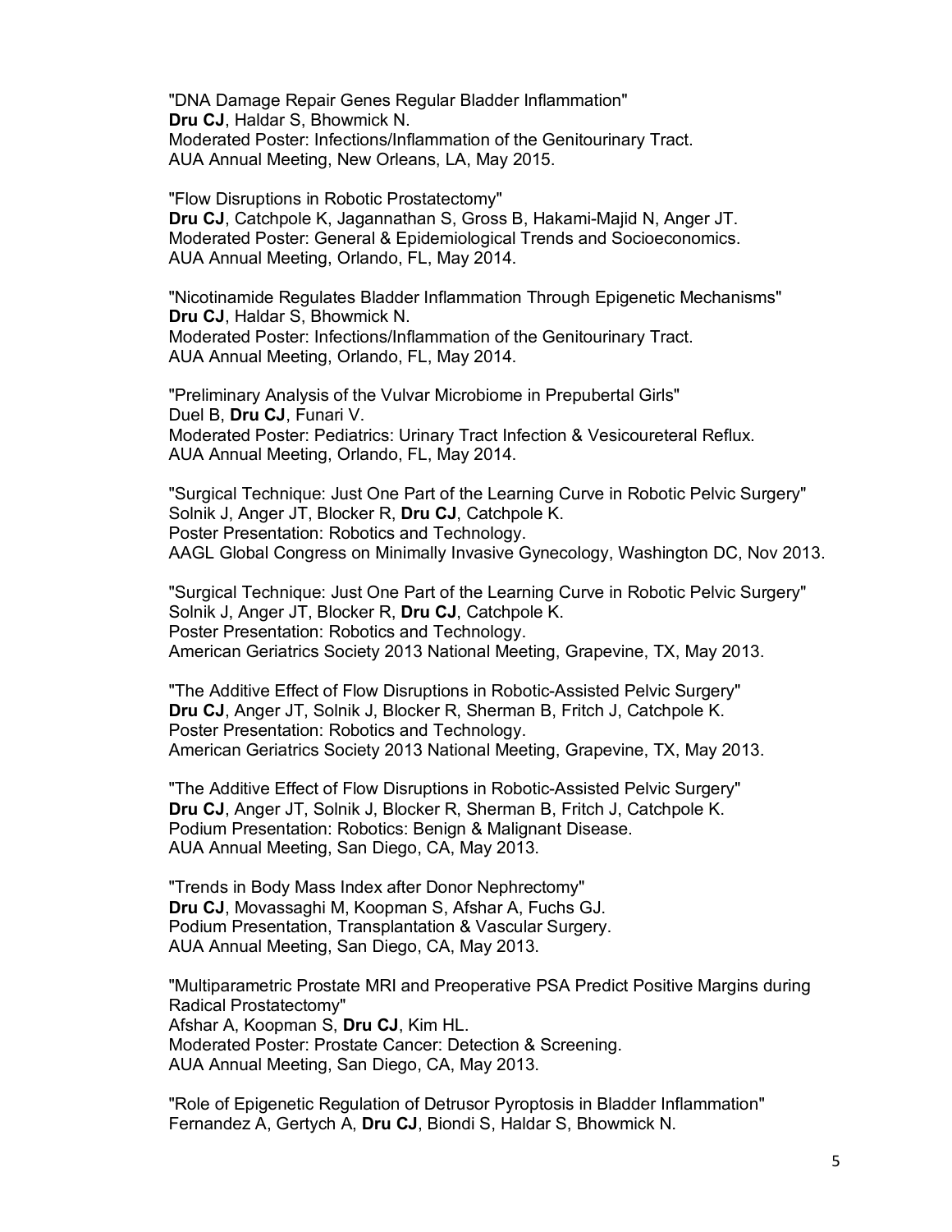"DNA Damage Repair Genes Regular Bladder Inflammation"
**Dru CJ**, Haldar S, Bhowmick N.
Moderated Poster: Infections/Inflammation of the Genitourinary Tract.
AUA Annual Meeting, New Orleans, LA, May 2015.

"Flow Disruptions in Robotic Prostatectomy"
**Dru CJ**, Catchpole K, Jagannathan S, Gross B, Hakami-Majid N, Anger JT.
Moderated Poster: General & Epidemiological Trends and Socioeconomics.
AUA Annual Meeting, Orlando, FL, May 2014.

"Nicotinamide Regulates Bladder Inflammation Through Epigenetic Mechanisms"
**Dru CJ**, Haldar S, Bhowmick N.
Moderated Poster: Infections/Inflammation of the Genitourinary Tract.
AUA Annual Meeting, Orlando, FL, May 2014.

"Preliminary Analysis of the Vulvar Microbiome in Prepubertal Girls"
Duel B, **Dru CJ**, Funari V.
Moderated Poster: Pediatrics: Urinary Tract Infection & Vesicoureteral Reflux.
AUA Annual Meeting, Orlando, FL, May 2014.

"Surgical Technique: Just One Part of the Learning Curve in Robotic Pelvic Surgery"
Solnik J, Anger JT, Blocker R, **Dru CJ**, Catchpole K.
Poster Presentation: Robotics and Technology.
AAGL Global Congress on Minimally Invasive Gynecology, Washington DC, Nov 2013.

"Surgical Technique: Just One Part of the Learning Curve in Robotic Pelvic Surgery"
Solnik J, Anger JT, Blocker R, **Dru CJ**, Catchpole K.
Poster Presentation: Robotics and Technology.
American Geriatrics Society 2013 National Meeting, Grapevine, TX, May 2013.

"The Additive Effect of Flow Disruptions in Robotic-Assisted Pelvic Surgery"
**Dru CJ**, Anger JT, Solnik J, Blocker R, Sherman B, Fritch J, Catchpole K.
Poster Presentation: Robotics and Technology.
American Geriatrics Society 2013 National Meeting, Grapevine, TX, May 2013.

"The Additive Effect of Flow Disruptions in Robotic-Assisted Pelvic Surgery"
**Dru CJ**, Anger JT, Solnik J, Blocker R, Sherman B, Fritch J, Catchpole K.
Podium Presentation: Robotics: Benign & Malignant Disease.
AUA Annual Meeting, San Diego, CA, May 2013.

"Trends in Body Mass Index after Donor Nephrectomy"
**Dru CJ**, Movassaghi M, Koopman S, Afshar A, Fuchs GJ.
Podium Presentation, Transplantation & Vascular Surgery.
AUA Annual Meeting, San Diego, CA, May 2013.

"Multiparametric Prostate MRI and Preoperative PSA Predict Positive Margins during Radical Prostatectomy"
Afshar A, Koopman S, **Dru CJ**, Kim HL.
Moderated Poster: Prostate Cancer: Detection & Screening.
AUA Annual Meeting, San Diego, CA, May 2013.

"Role of Epigenetic Regulation of Detrusor Pyroptosis in Bladder Inflammation"
Fernandez A, Gertych A, **Dru CJ**, Biondi S, Haldar S, Bhowmick N.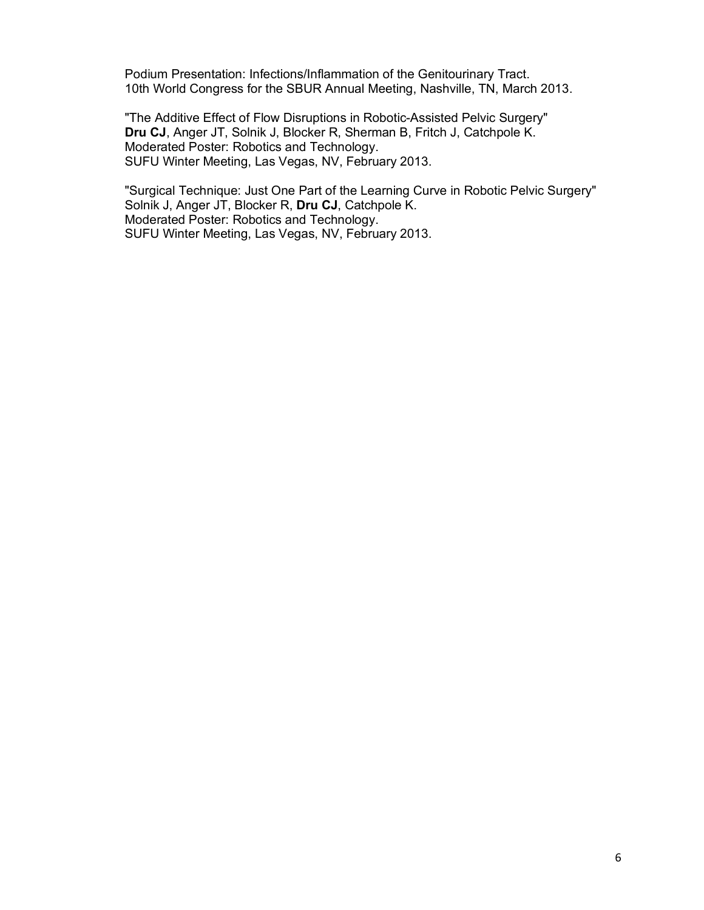Podium Presentation: Infections/Inflammation of the Genitourinary Tract.
10th World Congress for the SBUR Annual Meeting, Nashville, TN, March 2013.

"The Additive Effect of Flow Disruptions in Robotic-Assisted Pelvic Surgery"
**Dru CJ**, Anger JT, Solnik J, Blocker R, Sherman B, Fritch J, Catchpole K.
Moderated Poster: Robotics and Technology.
SUFU Winter Meeting, Las Vegas, NV, February 2013.

"Surgical Technique: Just One Part of the Learning Curve in Robotic Pelvic Surgery"
Solnik J, Anger JT, Blocker R, **Dru CJ**, Catchpole K.
Moderated Poster: Robotics and Technology.
SUFU Winter Meeting, Las Vegas, NV, February 2013.